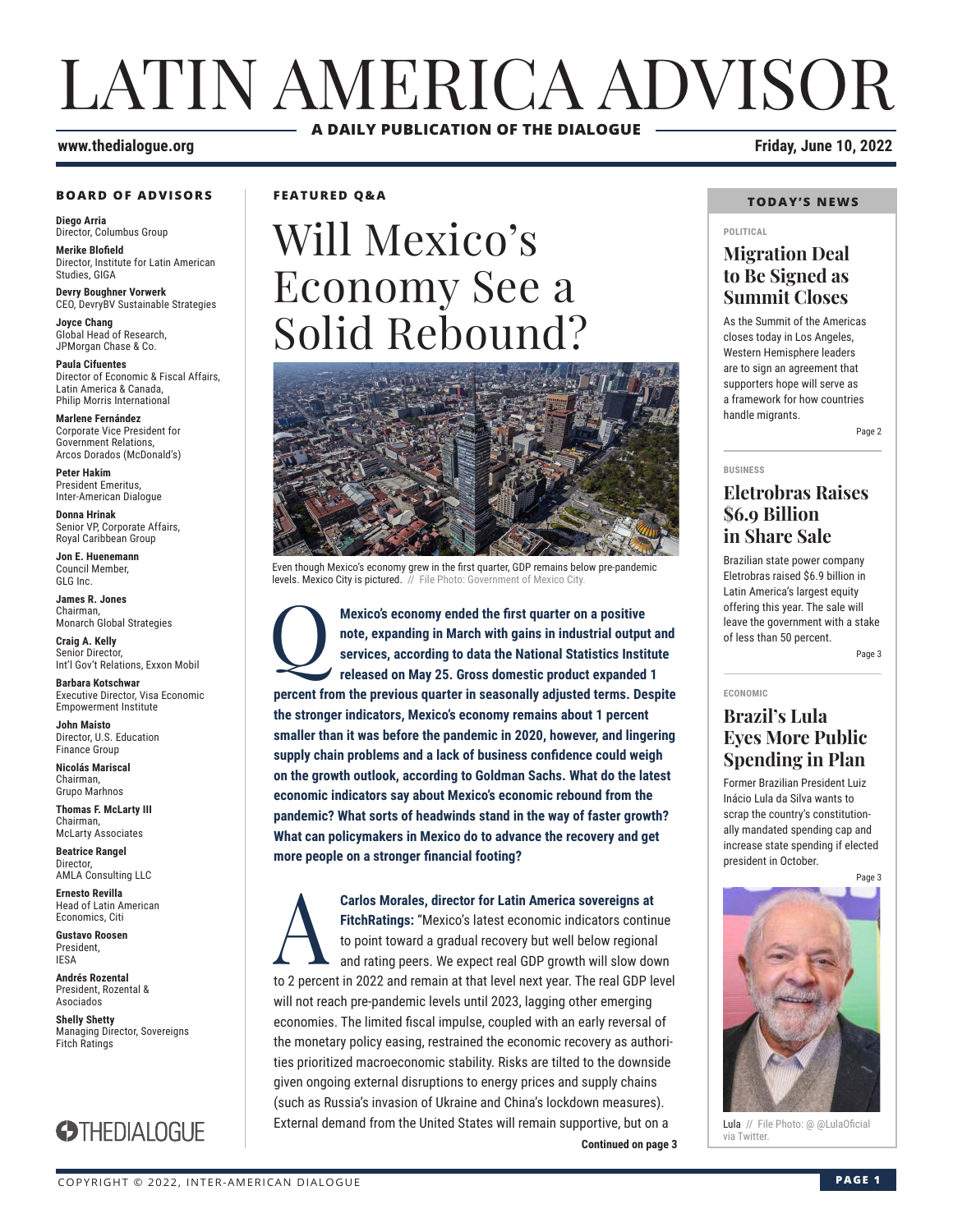# LATIN AMERICA ADVISOR

**A DAILY PUBLICATION OF THE DIALOGUE**

www.thedialogue.org

**Friday, June 10, 2022**

### BOARD OF ADVISORS

**Diego Arria**
Director, Columbus Group

**Merike Blofield**
Director, Institute for Latin American Studies, GIGA

**Devry Boughner Vorwerk**
CEO, DevryBV Sustainable Strategies

**Joyce Chang**
Global Head of Research, JPMorgan Chase & Co.

**Paula Cifuentes**
Director of Economic & Fiscal Affairs, Latin America & Canada, Philip Morris International

**Marlene Fernández**
Corporate Vice President for Government Relations, Arcos Dorados (McDonald's)

**Peter Hakim**
President Emeritus, Inter-American Dialogue

**Donna Hrinak**
Senior VP, Corporate Affairs, Royal Caribbean Group

**Jon E. Huenemann**
Council Member, GLG Inc.

**James R. Jones**
Chairman, Monarch Global Strategies

**Craig A. Kelly**
Senior Director, Int'l Gov't Relations, Exxon Mobil

**Barbara Kotschwar**
Executive Director, Visa Economic Empowerment Institute

**John Maisto**
Director, U.S. Education Finance Group

**Nicolás Mariscal**
Chairman, Grupo Marhnos

**Thomas F. McLarty III**
Chairman, McLarty Associates

**Beatrice Rangel**
Director, AMLA Consulting LLC

**Ernesto Revilla**
Head of Latin American Economics, Citi

**Gustavo Roosen**
President, IESA

**Andrés Rozental**
President, Rozental & Asociados

**Shelly Shetty**
Managing Director, Sovereigns Fitch Ratings

THEDIALOGUE

### FEATURED Q&A

# Will Mexico's Economy See a Solid Rebound?

Even though Mexico's economy grew in the first quarter, GDP remains below pre-pandemic levels. Mexico City is pictured. // File Photo: Government of Mexico City.

**Q: Mexico's economy ended the first quarter on a positive note, expanding in March with gains in industrial output and services, according to data the National Statistics Institute released on May 25. Gross domestic product expanded 1 percent from the previous quarter in seasonally adjusted terms. Despite the stronger indicators, Mexico's economy remains about 1 percent smaller than it was before the pandemic in 2020, however, and lingering supply chain problems and a lack of business confidence could weigh on the growth outlook, according to Goldman Sachs. What do the latest economic indicators say about Mexico's economic rebound from the pandemic? What sorts of headwinds stand in the way of faster growth? What can policymakers in Mexico do to advance the recovery and get more people on a stronger financial footing?**

**A: Carlos Morales, director for Latin America sovereigns at FitchRatings:** "Mexico's latest economic indicators continue to point toward a gradual recovery but well below regional and rating peers. We expect real GDP growth will slow down to 2 percent in 2022 and remain at that level next year. The real GDP level will not reach pre-pandemic levels until 2023, lagging other emerging economies. The limited fiscal impulse, coupled with an early reversal of the monetary policy easing, restrained the economic recovery as authorities prioritized macroeconomic stability. Risks are tilted to the downside given ongoing external disruptions to energy prices and supply chains (such as Russia's invasion of Ukraine and China's lockdown measures). External demand from the United States will remain supportive, but on a

**Continued on page 3**

### TODAY'S NEWS

POLITICAL

## Migration Deal to Be Signed as Summit Closes

As the Summit of the Americas closes today in Los Angeles, Western Hemisphere leaders are to sign an agreement that supporters hope will serve as a framework for how countries handle migrants.

Page 2

BUSINESS

## Eletrobras Raises $6.9 Billion in Share Sale

Brazilian state power company Eletrobras raised $6.9 billion in Latin America's largest equity offering this year. The sale will leave the government with a stake of less than 50 percent.

Page 3

ECONOMIC

## Brazil's Lula Eyes More Public Spending in Plan

Former Brazilian President Luiz Inácio Lula da Silva wants to scrap the country's constitutionally mandated spending cap and increase state spending if elected president in October.

Page 3

Lula // File Photo: @ @LulaOficial via Twitter.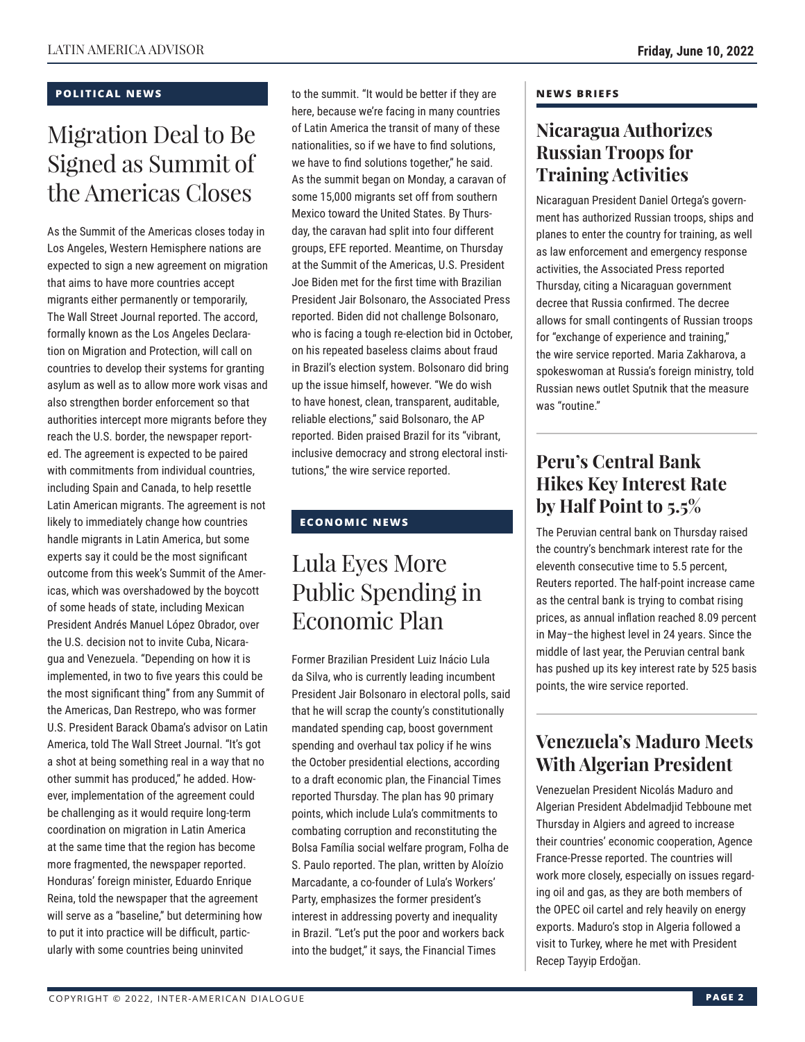## POLITICAL NEWS

# Migration Deal to Be Signed as Summit of the Americas Closes

As the Summit of the Americas closes today in Los Angeles, Western Hemisphere nations are expected to sign a new agreement on migration that aims to have more countries accept migrants either permanently or temporarily, The Wall Street Journal reported. The accord, formally known as the Los Angeles Declaration on Migration and Protection, will call on countries to develop their systems for granting asylum as well as to allow more work visas and also strengthen border enforcement so that authorities intercept more migrants before they reach the U.S. border, the newspaper reported. The agreement is expected to be paired with commitments from individual countries, including Spain and Canada, to help resettle Latin American migrants. The agreement is not likely to immediately change how countries handle migrants in Latin America, but some experts say it could be the most significant outcome from this week's Summit of the Americas, which was overshadowed by the boycott of some heads of state, including Mexican President Andrés Manuel López Obrador, over the U.S. decision not to invite Cuba, Nicaragua and Venezuela. "Depending on how it is implemented, in two to five years this could be the most significant thing" from any Summit of the Americas, Dan Restrepo, who was former U.S. President Barack Obama's advisor on Latin America, told The Wall Street Journal. "It's got a shot at being something real in a way that no other summit has produced," he added. However, implementation of the agreement could be challenging as it would require long-term coordination on migration in Latin America at the same time that the region has become more fragmented, the newspaper reported. Honduras' foreign minister, Eduardo Enrique Reina, told the newspaper that the agreement will serve as a "baseline," but determining how to put it into practice will be difficult, particularly with some countries being uninvited to the summit. "It would be better if they are here, because we're facing in many countries of Latin America the transit of many of these nationalities, so if we have to find solutions, we have to find solutions together," he said. As the summit began on Monday, a caravan of some 15,000 migrants set off from southern Mexico toward the United States. By Thursday, the caravan had split into four different groups, EFE reported. Meantime, on Thursday at the Summit of the Americas, U.S. President Joe Biden met for the first time with Brazilian President Jair Bolsonaro, the Associated Press reported. Biden did not challenge Bolsonaro, who is facing a tough re-election bid in October, on his repeated baseless claims about fraud in Brazil's election system. Bolsonaro did bring up the issue himself, however. "We do wish to have honest, clean, transparent, auditable, reliable elections," said Bolsonaro, the AP reported. Biden praised Brazil for its "vibrant, inclusive democracy and strong electoral institutions," the wire service reported.

## ECONOMIC NEWS

# Lula Eyes More Public Spending in Economic Plan

Former Brazilian President Luiz Inácio Lula da Silva, who is currently leading incumbent President Jair Bolsonaro in electoral polls, said that he will scrap the county's constitutionally mandated spending cap, boost government spending and overhaul tax policy if he wins the October presidential elections, according to a draft economic plan, the Financial Times reported Thursday. The plan has 90 primary points, which include Lula's commitments to combating corruption and reconstituting the Bolsa Família social welfare program, Folha de S. Paulo reported. The plan, written by Aloízio Marcadante, a co-founder of Lula's Workers' Party, emphasizes the former president's interest in addressing poverty and inequality in Brazil. "Let's put the poor and workers back into the budget," it says, the Financial Times

## NEWS BRIEFS

### Nicaragua Authorizes Russian Troops for Training Activities

Nicaraguan President Daniel Ortega's government has authorized Russian troops, ships and planes to enter the country for training, as well as law enforcement and emergency response activities, the Associated Press reported Thursday, citing a Nicaraguan government decree that Russia confirmed. The decree allows for small contingents of Russian troops for "exchange of experience and training," the wire service reported. Maria Zakharova, a spokeswoman at Russia's foreign ministry, told Russian news outlet Sputnik that the measure was "routine."

### Peru's Central Bank Hikes Key Interest Rate by Half Point to 5.5%

The Peruvian central bank on Thursday raised the country's benchmark interest rate for the eleventh consecutive time to 5.5 percent, Reuters reported. The half-point increase came as the central bank is trying to combat rising prices, as annual inflation reached 8.09 percent in May–the highest level in 24 years. Since the middle of last year, the Peruvian central bank has pushed up its key interest rate by 525 basis points, the wire service reported.

### Venezuela's Maduro Meets With Algerian President

Venezuelan President Nicolás Maduro and Algerian President Abdelmadjid Tebboune met Thursday in Algiers and agreed to increase their countries' economic cooperation, Agence France-Presse reported. The countries will work more closely, especially on issues regarding oil and gas, as they are both members of the OPEC oil cartel and rely heavily on energy exports. Maduro's stop in Algeria followed a visit to Turkey, where he met with President Recep Tayyip Erdoğan.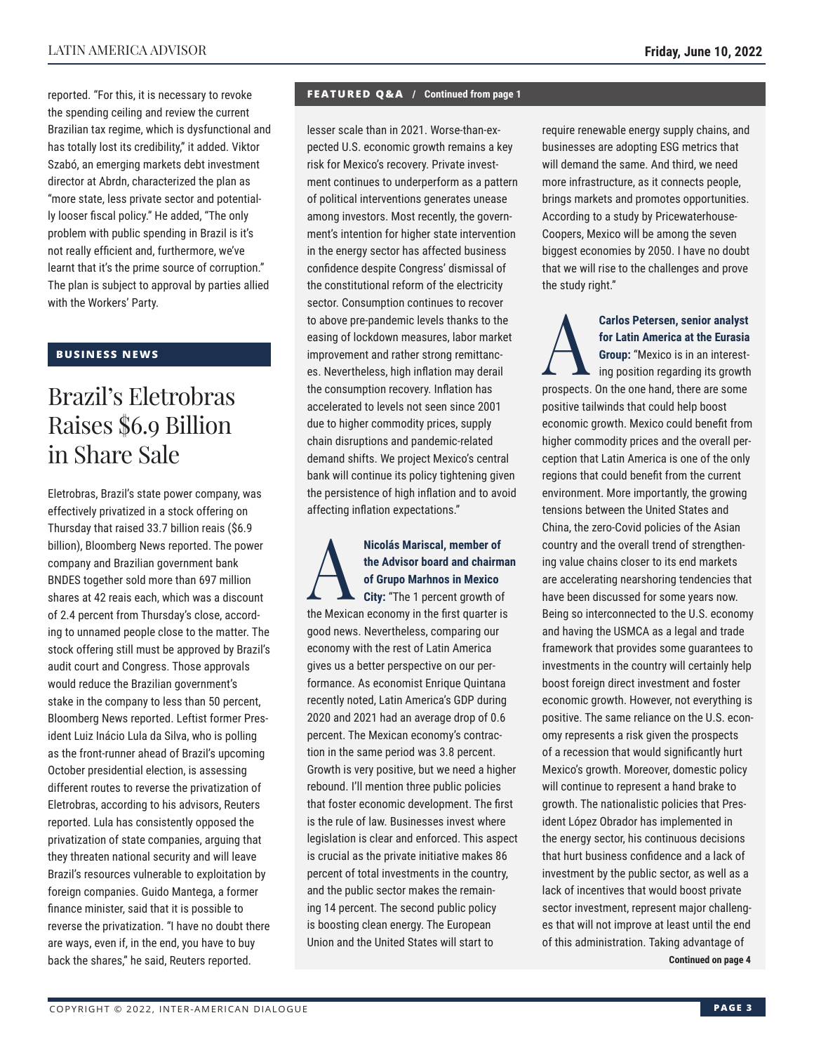reported. "For this, it is necessary to revoke the spending ceiling and review the current Brazilian tax regime, which is dysfunctional and has totally lost its credibility," it added. Viktor Szabó, an emerging markets debt investment director at Abrdn, characterized the plan as "more state, less private sector and potentially looser fiscal policy." He added, "The only problem with public spending in Brazil is it's not really efficient and, furthermore, we've learnt that it's the prime source of corruption." The plan is subject to approval by parties allied with the Workers' Party.

## BUSINESS NEWS

# Brazil's Eletrobras Raises $6.9 Billion in Share Sale

Eletrobras, Brazil's state power company, was effectively privatized in a stock offering on Thursday that raised 33.7 billion reais ($6.9 billion), Bloomberg News reported. The power company and Brazilian government bank BNDES together sold more than 697 million shares at 42 reais each, which was a discount of 2.4 percent from Thursday's close, according to unnamed people close to the matter. The stock offering still must be approved by Brazil's audit court and Congress. Those approvals would reduce the Brazilian government's stake in the company to less than 50 percent, Bloomberg News reported. Leftist former President Luiz Inácio Lula da Silva, who is polling as the front-runner ahead of Brazil's upcoming October presidential election, is assessing different routes to reverse the privatization of Eletrobras, according to his advisors, Reuters reported. Lula has consistently opposed the privatization of state companies, arguing that they threaten national security and will leave Brazil's resources vulnerable to exploitation by foreign companies. Guido Mantega, a former finance minister, said that it is possible to reverse the privatization. "I have no doubt there are ways, even if, in the end, you have to buy back the shares," he said, Reuters reported.

**FEATURED Q&A / Continued from page 1**

lesser scale than in 2021. Worse-than-expected U.S. economic growth remains a key risk for Mexico's recovery. Private investment continues to underperform as a pattern of political interventions generates unease among investors. Most recently, the government's intention for higher state intervention in the energy sector has affected business confidence despite Congress' dismissal of the constitutional reform of the electricity sector. Consumption continues to recover to above pre-pandemic levels thanks to the easing of lockdown measures, labor market improvement and rather strong remittances. Nevertheless, high inflation may derail the consumption recovery. Inflation has accelerated to levels not seen since 2001 due to higher commodity prices, supply chain disruptions and pandemic-related demand shifts. We project Mexico's central bank will continue its policy tightening given the persistence of high inflation and to avoid affecting inflation expectations."

**A** **Nicolás Mariscal, member of the Advisor board and chairman of Grupo Marhnos in Mexico City:** "The 1 percent growth of the Mexican economy in the first quarter is good news. Nevertheless, comparing our economy with the rest of Latin America gives us a better perspective on our performance. As economist Enrique Quintana recently noted, Latin America's GDP during 2020 and 2021 had an average drop of 0.6 percent. The Mexican economy's contraction in the same period was 3.8 percent. Growth is very positive, but we need a higher rebound. I'll mention three public policies that foster economic development. The first is the rule of law. Businesses invest where legislation is clear and enforced. This aspect is crucial as the private initiative makes 86 percent of total investments in the country, and the public sector makes the remaining 14 percent. The second public policy is boosting clean energy. The European Union and the United States will start to require renewable energy supply chains, and businesses are adopting ESG metrics that will demand the same. And third, we need more infrastructure, as it connects people, brings markets and promotes opportunities. According to a study by PricewaterhouseCoopers, Mexico will be among the seven biggest economies by 2050. I have no doubt that we will rise to the challenges and prove the study right."

**A** **Carlos Petersen, senior analyst for Latin America at the Eurasia Group:** "Mexico is in an interesting position regarding its growth prospects. On the one hand, there are some positive tailwinds that could help boost economic growth. Mexico could benefit from higher commodity prices and the overall perception that Latin America is one of the only regions that could benefit from the current environment. More importantly, the growing tensions between the United States and China, the zero-Covid policies of the Asian country and the overall trend of strengthening value chains closer to its end markets are accelerating nearshoring tendencies that have been discussed for some years now. Being so interconnected to the U.S. economy and having the USMCA as a legal and trade framework that provides some guarantees to investments in the country will certainly help boost foreign direct investment and foster economic growth. However, not everything is positive. The same reliance on the U.S. economy represents a risk given the prospects of a recession that would significantly hurt Mexico's growth. Moreover, domestic policy will continue to represent a hand brake to growth. The nationalistic policies that President López Obrador has implemented in the energy sector, his continuous decisions that hurt business confidence and a lack of investment by the public sector, as well as a lack of incentives that would boost private sector investment, represent major challenges that will not improve at least until the end of this administration. Taking advantage of

**Continued on page 4**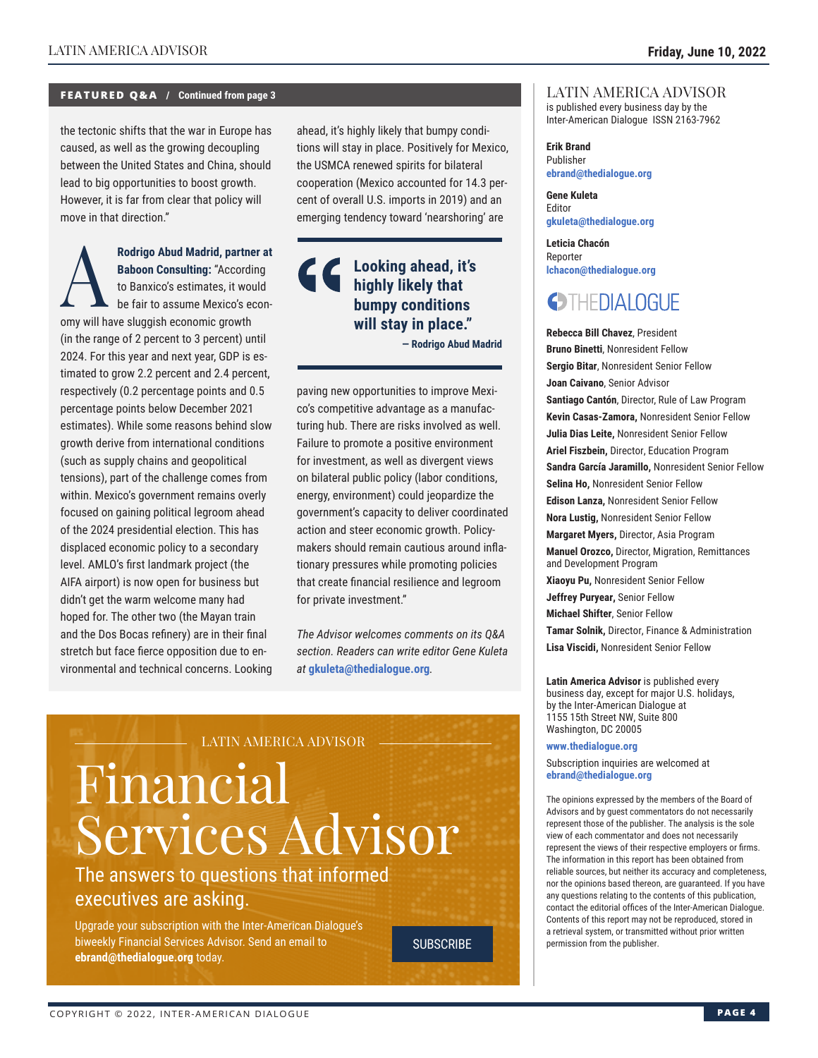**FEATURED Q&A / Continued from page 3**

the tectonic shifts that the war in Europe has caused, as well as the growing decoupling between the United States and China, should lead to big opportunities to boost growth. However, it is far from clear that policy will move in that direction."

**Rodrigo Abud Madrid, partner at Baboon Consulting:** "According to Banxico's estimates, it would be fair to assume Mexico's economy will have sluggish economic growth (in the range of 2 percent to 3 percent) until 2024. For this year and next year, GDP is estimated to grow 2.2 percent and 2.4 percent, respectively (0.2 percentage points and 0.5 percentage points below December 2021 estimates). While some reasons behind slow growth derive from international conditions (such as supply chains and geopolitical tensions), part of the challenge comes from within. Mexico's government remains overly focused on gaining political legroom ahead of the 2024 presidential election. This has displaced economic policy to a secondary level. AMLO's first landmark project (the AIFA airport) is now open for business but didn't get the warm welcome many had hoped for. The other two (the Mayan train and the Dos Bocas refinery) are in their final stretch but face fierce opposition due to environmental and technical concerns. Looking ahead, it's highly likely that bumpy conditions will stay in place. Positively for Mexico, the USMCA renewed spirits for bilateral cooperation (Mexico accounted for 14.3 percent of overall U.S. imports in 2019) and an emerging tendency toward 'nearshoring' are paving new opportunities to improve Mexico's competitive advantage as a manufacturing hub. There are risks involved as well. Failure to promote a positive environment for investment, as well as divergent views on bilateral public policy (labor conditions, energy, environment) could jeopardize the government's capacity to deliver coordinated action and steer economic growth. Policymakers should remain cautious around inflationary pressures while promoting policies that create financial resilience and legroom for private investment."

> **"Looking ahead, it's highly likely that bumpy conditions will stay in place."**
> **— Rodrigo Abud Madrid**

*The Advisor welcomes comments on its Q&A section. Readers can write editor Gene Kuleta at* ***gkuleta@thedialogue.org****.*

LATIN AMERICA ADVISOR

# Financial Services Advisor

The answers to questions that informed executives are asking.

Upgrade your subscription with the Inter-American Dialogue's biweekly Financial Services Advisor. Send an email to **ebrand@thedialogue.org** today.

SUBSCRIBE

LATIN AMERICA ADVISOR
is published every business day by the Inter-American Dialogue ISSN 2163-7962

**Erik Brand**
Publisher
**ebrand@thedialogue.org**

**Gene Kuleta**
Editor
**gkuleta@thedialogue.org**

**Leticia Chacón**
Reporter
**lchacon@thedialogue.org**

THEDIALOGUE

**Rebecca Bill Chavez**, President
**Bruno Binetti**, Nonresident Fellow
**Sergio Bitar**, Nonresident Senior Fellow
**Joan Caivano**, Senior Advisor
**Santiago Cantón**, Director, Rule of Law Program
**Kevin Casas-Zamora,** Nonresident Senior Fellow
**Julia Dias Leite,** Nonresident Senior Fellow
**Ariel Fiszbein,** Director, Education Program
**Sandra García Jaramillo,** Nonresident Senior Fellow
**Selina Ho,** Nonresident Senior Fellow
**Edison Lanza,** Nonresident Senior Fellow
**Nora Lustig,** Nonresident Senior Fellow
**Margaret Myers,** Director, Asia Program
**Manuel Orozco,** Director, Migration, Remittances and Development Program
**Xiaoyu Pu,** Nonresident Senior Fellow
**Jeffrey Puryear,** Senior Fellow
**Michael Shifter**, Senior Fellow
**Tamar Solnik,** Director, Finance & Administration
**Lisa Viscidi,** Nonresident Senior Fellow

**Latin America Advisor** is published every business day, except for major U.S. holidays, by the Inter-American Dialogue at 1155 15th Street NW, Suite 800 Washington, DC 20005

**www.thedialogue.org**

Subscription inquiries are welcomed at **ebrand@thedialogue.org**

The opinions expressed by the members of the Board of Advisors and by guest commentators do not necessarily represent those of the publisher. The analysis is the sole view of each commentator and does not necessarily represent the views of their respective employers or firms. The information in this report has been obtained from reliable sources, but neither its accuracy and completeness, nor the opinions based thereon, are guaranteed. If you have any questions relating to the contents of this publication, contact the editorial offices of the Inter-American Dialogue. Contents of this report may not be reproduced, stored in a retrieval system, or transmitted without prior written permission from the publisher.